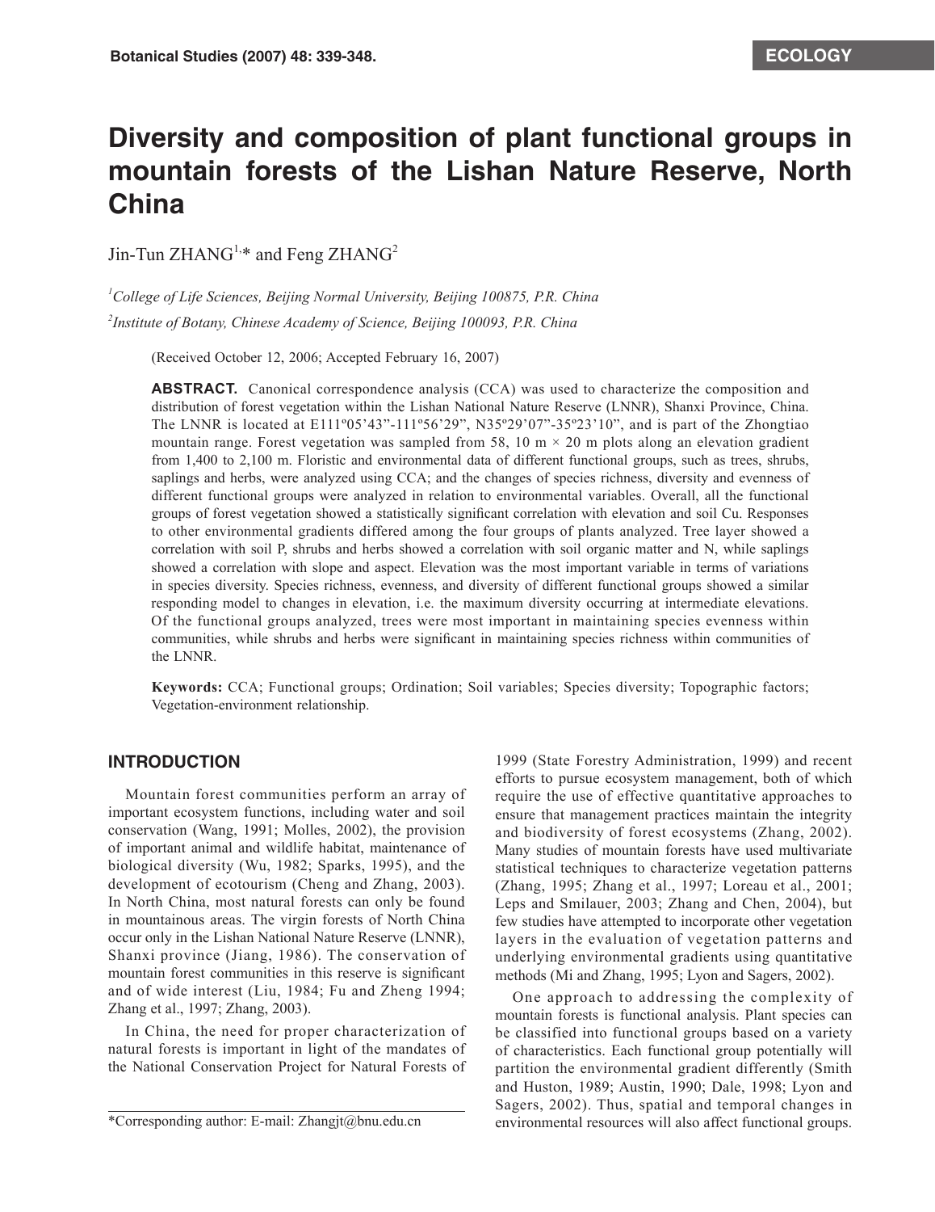# Diversity and composition of plant functional groups in mountain forests of the Lishan Nature Reserve, North China

Jin-Tun ZHANG[1,*] and Feng ZHANG[2]

[1]*College of Life Sciences, Beijing Normal University, Beijing 100875, P.R. China*

[2]*Institute of Botany, Chinese Academy of Science, Beijing 100093, P.R. China*

(Received October 12, 2006; Accepted February 16, 2007)

**ABSTRACT.** Canonical correspondence analysis (CCA) was used to characterize the composition and distribution of forest vegetation within the Lishan National Nature Reserve (LNNR), Shanxi Province, China. The LNNR is located at E111º05'43"-111º56'29", N35º29'07"-35º23'10", and is part of the Zhongtiao mountain range. Forest vegetation was sampled from 58, 10 m × 20 m plots along an elevation gradient from 1,400 to 2,100 m. Floristic and environmental data of different functional groups, such as trees, shrubs, saplings and herbs, were analyzed using CCA; and the changes of species richness, diversity and evenness of different functional groups were analyzed in relation to environmental variables. Overall, all the functional groups of forest vegetation showed a statistically significant correlation with elevation and soil Cu. Responses to other environmental gradients differed among the four groups of plants analyzed. Tree layer showed a correlation with soil P, shrubs and herbs showed a correlation with soil organic matter and N, while saplings showed a correlation with slope and aspect. Elevation was the most important variable in terms of variations in species diversity. Species richness, evenness, and diversity of different functional groups showed a similar responding model to changes in elevation, i.e. the maximum diversity occurring at intermediate elevations. Of the functional groups analyzed, trees were most important in maintaining species evenness within communities, while shrubs and herbs were significant in maintaining species richness within communities of the LNNR.

**Keywords:** CCA; Functional groups; Ordination; Soil variables; Species diversity; Topographic factors; Vegetation-environment relationship.

## INTRODUCTION

Mountain forest communities perform an array of important ecosystem functions, including water and soil conservation (Wang, 1991; Molles, 2002), the provision of important animal and wildlife habitat, maintenance of biological diversity (Wu, 1982; Sparks, 1995), and the development of ecotourism (Cheng and Zhang, 2003). In North China, most natural forests can only be found in mountainous areas. The virgin forests of North China occur only in the Lishan National Nature Reserve (LNNR), Shanxi province (Jiang, 1986). The conservation of mountain forest communities in this reserve is significant and of wide interest (Liu, 1984; Fu and Zheng 1994; Zhang et al., 1997; Zhang, 2003).

In China, the need for proper characterization of natural forests is important in light of the mandates of the National Conservation Project for Natural Forests of 1999 (State Forestry Administration, 1999) and recent efforts to pursue ecosystem management, both of which require the use of effective quantitative approaches to ensure that management practices maintain the integrity and biodiversity of forest ecosystems (Zhang, 2002). Many studies of mountain forests have used multivariate statistical techniques to characterize vegetation patterns (Zhang, 1995; Zhang et al., 1997; Loreau et al., 2001; Leps and Smilauer, 2003; Zhang and Chen, 2004), but few studies have attempted to incorporate other vegetation layers in the evaluation of vegetation patterns and underlying environmental gradients using quantitative methods (Mi and Zhang, 1995; Lyon and Sagers, 2002).

One approach to addressing the complexity of mountain forests is functional analysis. Plant species can be classified into functional groups based on a variety of characteristics. Each functional group potentially will partition the environmental gradient differently (Smith and Huston, 1989; Austin, 1990; Dale, 1998; Lyon and Sagers, 2002). Thus, spatial and temporal changes in environmental resources will also affect functional groups.

*Corresponding author: E-mail: Zhangjt@bnu.edu.cn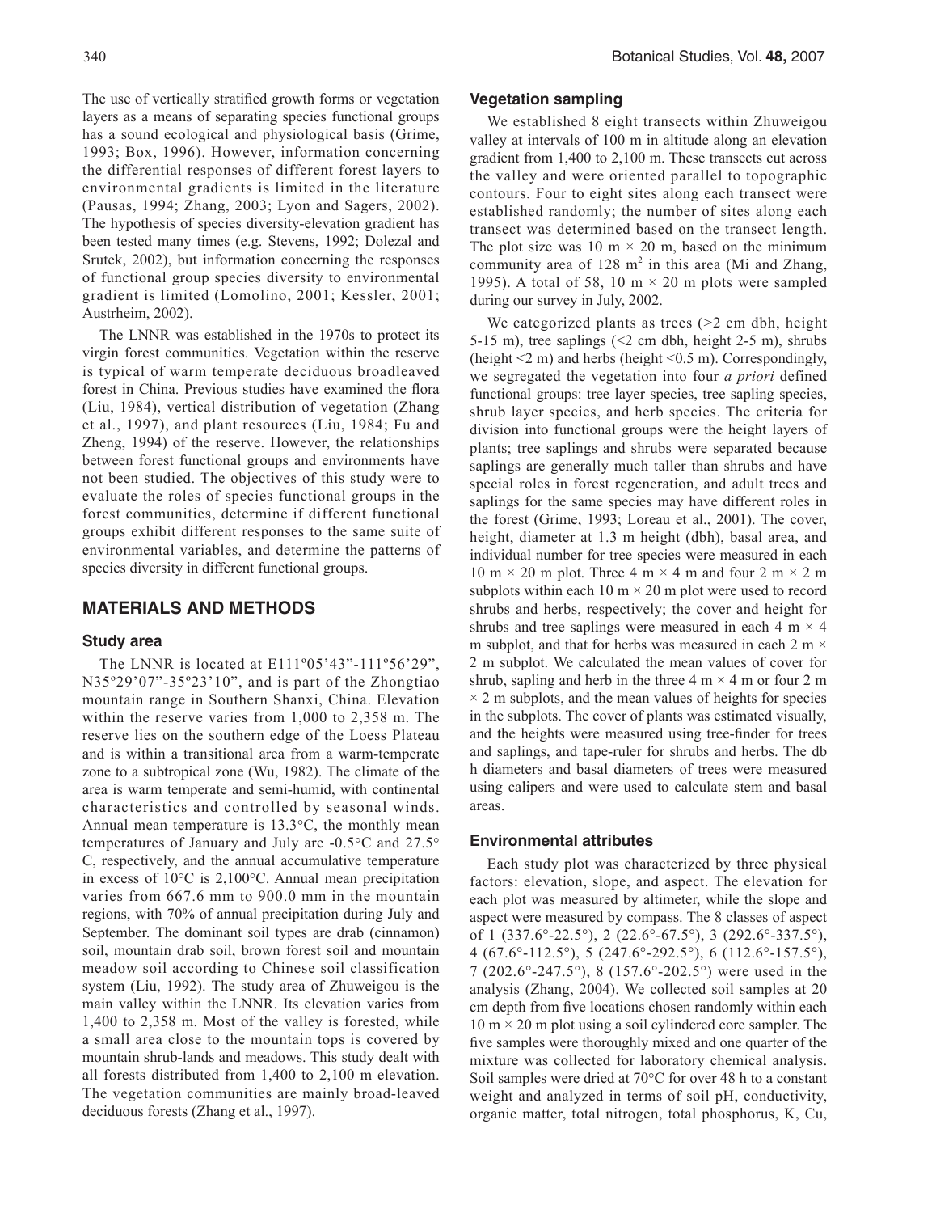The use of vertically stratified growth forms or vegetation layers as a means of separating species functional groups has a sound ecological and physiological basis (Grime, 1993; Box, 1996). However, information concerning the differential responses of different forest layers to environmental gradients is limited in the literature (Pausas, 1994; Zhang, 2003; Lyon and Sagers, 2002). The hypothesis of species diversity-elevation gradient has been tested many times (e.g. Stevens, 1992; Dolezal and Srutek, 2002), but information concerning the responses of functional group species diversity to environmental gradient is limited (Lomolino, 2001; Kessler, 2001; Austrheim, 2002).

The LNNR was established in the 1970s to protect its virgin forest communities. Vegetation within the reserve is typical of warm temperate deciduous broadleaved forest in China. Previous studies have examined the flora (Liu, 1984), vertical distribution of vegetation (Zhang et al., 1997), and plant resources (Liu, 1984; Fu and Zheng, 1994) of the reserve. However, the relationships between forest functional groups and environments have not been studied. The objectives of this study were to evaluate the roles of species functional groups in the forest communities, determine if different functional groups exhibit different responses to the same suite of environmental variables, and determine the patterns of species diversity in different functional groups.

## MATERIALS AND METHODS

### Study area

The LNNR is located at E111º05'43"-111º56'29", N35º29'07"-35º23'10", and is part of the Zhongtiao mountain range in Southern Shanxi, China. Elevation within the reserve varies from 1,000 to 2,358 m. The reserve lies on the southern edge of the Loess Plateau and is within a transitional area from a warm-temperate zone to a subtropical zone (Wu, 1982). The climate of the area is warm temperate and semi-humid, with continental characteristics and controlled by seasonal winds. Annual mean temperature is 13.3°C, the monthly mean temperatures of January and July are -0.5°C and 27.5°C, respectively, and the annual accumulative temperature in excess of 10°C is 2,100°C. Annual mean precipitation varies from 667.6 mm to 900.0 mm in the mountain regions, with 70% of annual precipitation during July and September. The dominant soil types are drab (cinnamon) soil, mountain drab soil, brown forest soil and mountain meadow soil according to Chinese soil classification system (Liu, 1992). The study area of Zhuweigou is the main valley within the LNNR. Its elevation varies from 1,400 to 2,358 m. Most of the valley is forested, while a small area close to the mountain tops is covered by mountain shrub-lands and meadows. This study dealt with all forests distributed from 1,400 to 2,100 m elevation. The vegetation communities are mainly broad-leaved deciduous forests (Zhang et al., 1997).

### Vegetation sampling

We established 8 eight transects within Zhuweigou valley at intervals of 100 m in altitude along an elevation gradient from 1,400 to 2,100 m. These transects cut across the valley and were oriented parallel to topographic contours. Four to eight sites along each transect were established randomly; the number of sites along each transect was determined based on the transect length. The plot size was 10 m × 20 m, based on the minimum community area of 128 $m^2$ in this area (Mi and Zhang, 1995). A total of 58, 10 m × 20 m plots were sampled during our survey in July, 2002.

We categorized plants as trees (>2 cm dbh, height 5-15 m), tree saplings (<2 cm dbh, height 2-5 m), shrubs (height <2 m) and herbs (height <0.5 m). Correspondingly, we segregated the vegetation into four *a priori* defined functional groups: tree layer species, tree sapling species, shrub layer species, and herb species. The criteria for division into functional groups were the height layers of plants; tree saplings and shrubs were separated because saplings are generally much taller than shrubs and have special roles in forest regeneration, and adult trees and saplings for the same species may have different roles in the forest (Grime, 1993; Loreau et al., 2001). The cover, height, diameter at 1.3 m height (dbh), basal area, and individual number for tree species were measured in each 10 m × 20 m plot. Three 4 m × 4 m and four 2 m × 2 m subplots within each 10 m × 20 m plot were used to record shrubs and herbs, respectively; the cover and height for shrubs and tree saplings were measured in each 4 m × 4 m subplot, and that for herbs was measured in each 2 m × 2 m subplot. We calculated the mean values of cover for shrub, sapling and herb in the three 4 m × 4 m or four 2 m × 2 m subplots, and the mean values of heights for species in the subplots. The cover of plants was estimated visually, and the heights were measured using tree-finder for trees and saplings, and tape-ruler for shrubs and herbs. The db h diameters and basal diameters of trees were measured using calipers and were used to calculate stem and basal areas.

### Environmental attributes

Each study plot was characterized by three physical factors: elevation, slope, and aspect. The elevation for each plot was measured by altimeter, while the slope and aspect were measured by compass. The 8 classes of aspect of 1 (337.6°-22.5°), 2 (22.6°-67.5°), 3 (292.6°-337.5°), 4 (67.6°-112.5°), 5 (247.6°-292.5°), 6 (112.6°-157.5°), 7 (202.6°-247.5°), 8 (157.6°-202.5°) were used in the analysis (Zhang, 2004). We collected soil samples at 20 cm depth from five locations chosen randomly within each 10 m × 20 m plot using a soil cylindered core sampler. The five samples were thoroughly mixed and one quarter of the mixture was collected for laboratory chemical analysis. Soil samples were dried at 70°C for over 48 h to a constant weight and analyzed in terms of soil pH, conductivity, organic matter, total nitrogen, total phosphorus, K, Cu,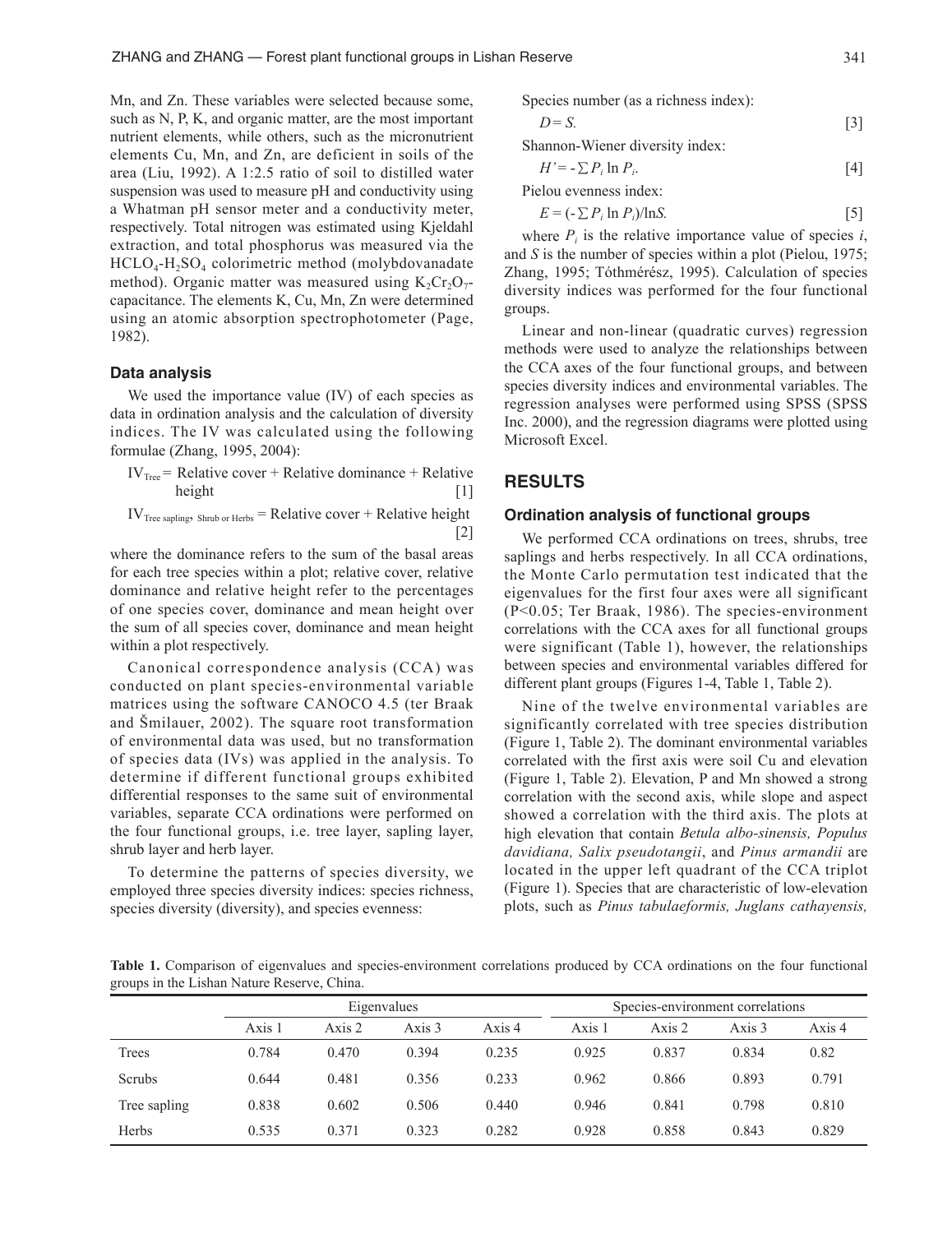Mn, and Zn. These variables were selected because some, such as N, P, K, and organic matter, are the most important nutrient elements, while others, such as the micronutrient elements Cu, Mn, and Zn, are deficient in soils of the area (Liu, 1992). A 1:2.5 ratio of soil to distilled water suspension was used to measure pH and conductivity using a Whatman pH sensor meter and a conductivity meter, respectively. Total nitrogen was estimated using Kjeldahl extraction, and total phosphorus was measured via the $HClO_4$-$H_2SO_4$ colorimetric method (molybdovanadate method). Organic matter was measured using $K_2Cr_2O_7$-capacitance. The elements K, Cu, Mn, Zn were determined using an atomic absorption spectrophotometer (Page, 1982).

### Data analysis

We used the importance value (IV) of each species as data in ordination analysis and the calculation of diversity indices. The IV was calculated using the following formulae (Zhang, 1995, 2004):

$$IV_{Tree} = \text{Relative cover} + \text{Relative dominance} + \text{Relative height} \quad [1]$$

$$IV_{Tree\ sapling,\ Shrub\ or\ Herbs} = \text{Relative cover} + \text{Relative height} \quad [2]$$

where the dominance refers to the sum of the basal areas for each tree species within a plot; relative cover, relative dominance and relative height refer to the percentages of one species cover, dominance and mean height over the sum of all species cover, dominance and mean height within a plot respectively.

Canonical correspondence analysis (CCA) was conducted on plant species-environmental variable matrices using the software CANOCO 4.5 (ter Braak and Šmilauer, 2002). The square root transformation of environmental data was used, but no transformation of species data (IVs) was applied in the analysis. To determine if different functional groups exhibited differential responses to the same suit of environmental variables, separate CCA ordinations were performed on the four functional groups, i.e. tree layer, sapling layer, shrub layer and herb layer.

To determine the patterns of species diversity, we employed three species diversity indices: species richness, species diversity (diversity), and species evenness:

Species number (as a richness index):

$$D = S. \quad [3]$$

Shannon-Wiener diversity index:

$$H' = -\sum P_i \ln P_i. \quad [4]$$

Pielou evenness index:

$$E = (-\sum P_i \ln P_i)/\ln S. \quad [5]$$

where $P_i$ is the relative importance value of species $i$, and $S$ is the number of species within a plot (Pielou, 1975; Zhang, 1995; Tóthmérész, 1995). Calculation of species diversity indices was performed for the four functional groups.

Linear and non-linear (quadratic curves) regression methods were used to analyze the relationships between the CCA axes of the four functional groups, and between species diversity indices and environmental variables. The regression analyses were performed using SPSS (SPSS Inc. 2000), and the regression diagrams were plotted using Microsoft Excel.

## RESULTS

### Ordination analysis of functional groups

We performed CCA ordinations on trees, shrubs, tree saplings and herbs respectively. In all CCA ordinations, the Monte Carlo permutation test indicated that the eigenvalues for the first four axes were all significant ($P<0.05$; Ter Braak, 1986). The species-environment correlations with the CCA axes for all functional groups were significant (Table 1), however, the relationships between species and environmental variables differed for different plant groups (Figures 1-4, Table 1, Table 2).

Nine of the twelve environmental variables are significantly correlated with tree species distribution (Figure 1, Table 2). The dominant environmental variables correlated with the first axis were soil Cu and elevation (Figure 1, Table 2). Elevation, P and Mn showed a strong correlation with the second axis, while slope and aspect showed a correlation with the third axis. The plots at high elevation that contain *Betula albo-sinensis, Populus davidiana, Salix pseudotangii*, and *Pinus armandii* are located in the upper left quadrant of the CCA triplot (Figure 1). Species that are characteristic of low-elevation plots, such as *Pinus tabulaeformis, Juglans cathayensis,*

**Table 1.** Comparison of eigenvalues and species-environment correlations produced by CCA ordinations on the four functional groups in the Lishan Nature Reserve, China.

| | Eigenvalues | | | | Species-environment correlations | | | |
|---|---|---|---|---|---|---|---|---|
| | Axis 1 | Axis 2 | Axis 3 | Axis 4 | Axis 1 | Axis 2 | Axis 3 | Axis 4 |
| Trees | 0.784 | 0.470 | 0.394 | 0.235 | 0.925 | 0.837 | 0.834 | 0.82 |
| Scrubs | 0.644 | 0.481 | 0.356 | 0.233 | 0.962 | 0.866 | 0.893 | 0.791 |
| Tree sapling | 0.838 | 0.602 | 0.506 | 0.440 | 0.946 | 0.841 | 0.798 | 0.810 |
| Herbs | 0.535 | 0.371 | 0.323 | 0.282 | 0.928 | 0.858 | 0.843 | 0.829 |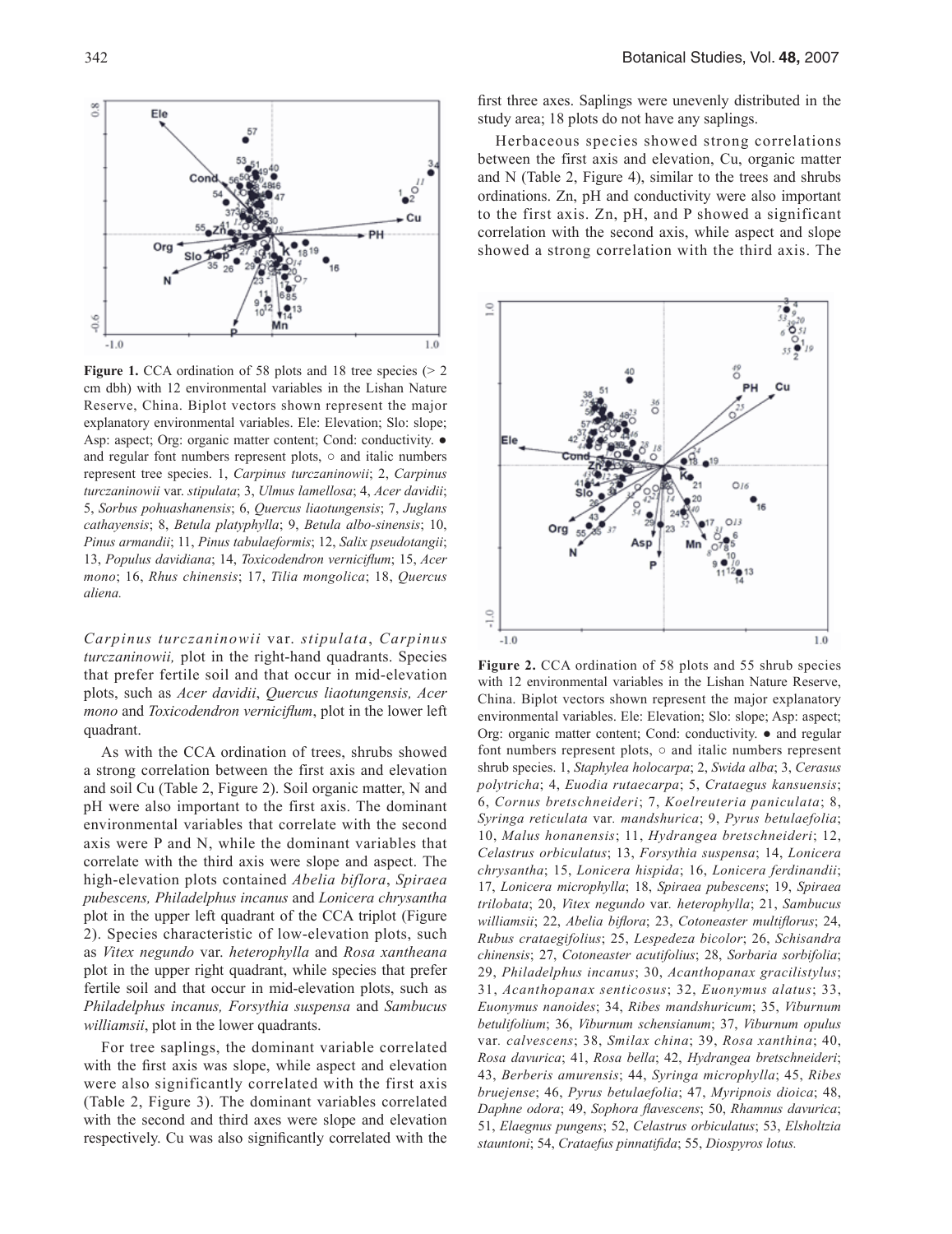**Figure 1.** CCA ordination of 58 plots and 18 tree species (> 2 cm dbh) with 12 environmental variables in the Lishan Nature Reserve, China. Biplot vectors shown represent the major explanatory environmental variables. Ele: Elevation; Slo: slope; Asp: aspect; Org: organic matter content; Cond: conductivity. ● and regular font numbers represent plots, ○ and italic numbers represent tree species. 1, *Carpinus turczaninowii*; 2, *Carpinus turczaninowii* var. *stipulata*; 3, *Ulmus lamellosa*; 4, *Acer davidii*; 5, *Sorbus pohuashanensis*; 6, *Quercus liaotungensis*; 7, *Juglans cathayensis*; 8, *Betula platyphylla*; 9, *Betula albo-sinensis*; 10, *Pinus armandii*; 11, *Pinus tabulaeformis*; 12, *Salix pseudotangii*; 13, *Populus davidiana*; 14, *Toxicodendron verniciflum*; 15, *Acer mono*; 16, *Rhus chinensis*; 17, *Tilia mongolica*; 18, *Quercus aliena.*

*Carpinus turczaninowii* var. *stipulata*, *Carpinus turczaninowii,* plot in the right-hand quadrants. Species that prefer fertile soil and that occur in mid-elevation plots, such as *Acer davidii*, *Quercus liaotungensis, Acer mono* and *Toxicodendron verniciflum*, plot in the lower left quadrant.

As with the CCA ordination of trees, shrubs showed a strong correlation between the first axis and elevation and soil Cu (Table 2, Figure 2). Soil organic matter, N and pH were also important to the first axis. The dominant environmental variables that correlate with the second axis were P and N, while the dominant variables that correlate with the third axis were slope and aspect. The high-elevation plots contained *Abelia biflora*, *Spiraea pubescens, Philadelphus incanus* and *Lonicera chrysantha* plot in the upper left quadrant of the CCA triplot (Figure 2). Species characteristic of low-elevation plots, such as *Vitex negundo* var. *heterophylla* and *Rosa xantheana* plot in the upper right quadrant, while species that prefer fertile soil and that occur in mid-elevation plots, such as *Philadelphus incanus, Forsythia suspensa* and *Sambucus williamsii*, plot in the lower quadrants.

For tree saplings, the dominant variable correlated with the first axis was slope, while aspect and elevation were also significantly correlated with the first axis (Table 2, Figure 3). The dominant variables correlated with the second and third axes were slope and elevation respectively. Cu was also significantly correlated with the first three axes. Saplings were unevenly distributed in the study area; 18 plots do not have any saplings.

Herbaceous species showed strong correlations between the first axis and elevation, Cu, organic matter and N (Table 2, Figure 4), similar to the trees and shrubs ordinations. Zn, pH and conductivity were also important to the first axis. Zn, pH, and P showed a significant correlation with the second axis, while aspect and slope showed a strong correlation with the third axis. The

**Figure 2.** CCA ordination of 58 plots and 55 shrub species with 12 environmental variables in the Lishan Nature Reserve, China. Biplot vectors shown represent the major explanatory environmental variables. Ele: Elevation; Slo: slope; Asp: aspect; Org: organic matter content; Cond: conductivity. ● and regular font numbers represent plots, ○ and italic numbers represent shrub species. 1, *Staphylea holocarpa*; 2, *Swida alba*; 3, *Cerasus polytricha*; 4, *Euodia rutaecarpa*; 5, *Crataegus kansuensis*; 6, *Cornus bretschneideri*; 7, *Koelreuteria paniculata*; 8, *Syringa reticulata* var*. mandshurica*; 9, *Pyrus betulaefolia*; 10, *Malus honanensis*; 11, *Hydrangea bretschneideri*; 12, *Celastrus orbiculatus*; 13, *Forsythia suspensa*; 14, *Lonicera chrysantha*; 15, *Lonicera hispida*; 16, *Lonicera ferdinandii*; 17, *Lonicera microphylla*; 18, *Spiraea pubescens*; 19, *Spiraea trilobata*; 20, *Vitex negundo* var*. heterophylla*; 21, *Sambucus williamsii*; 22, *Abelia biflora*; 23, *Cotoneaster multiflorus*; 24, *Rubus crataegifolius*; 25, *Lespedeza bicolor*; 26, *Schisandra chinensis*; 27, *Cotoneaster acutifolius*; 28, *Sorbaria sorbifolia*; 29, *Philadelphus incanus*; 30, *Acanthopanax gracilistylus*; 31, *Acanthopanax senticosus*; 32, *Euonymus alatus*; 33, *Euonymus nanoides*; 34, *Ribes mandshuricum*; 35, *Viburnum betulifolium*; 36, *Viburnum schensianum*; 37, *Viburnum opulus* var*. calvescens*; 38, *Smilax china*; 39, *Rosa xanthina*; 40, *Rosa davurica*; 41, *Rosa bella*; 42, *Hydrangea bretschneideri*; 43, *Berberis amurensis*; 44, *Syringa microphylla*; 45, *Ribes bruejense*; 46, *Pyrus betulaefolia*; 47, *Myripnois dioica*; 48, *Daphne odora*; 49, *Sophora flavescens*; 50, *Rhamnus davurica*; 51, *Elaegnus pungens*; 52, *Celastrus orbiculatus*; 53, *Elsholtzia stauntoni*; 54, *Crataefus pinnatifida*; 55, *Diospyros lotus.*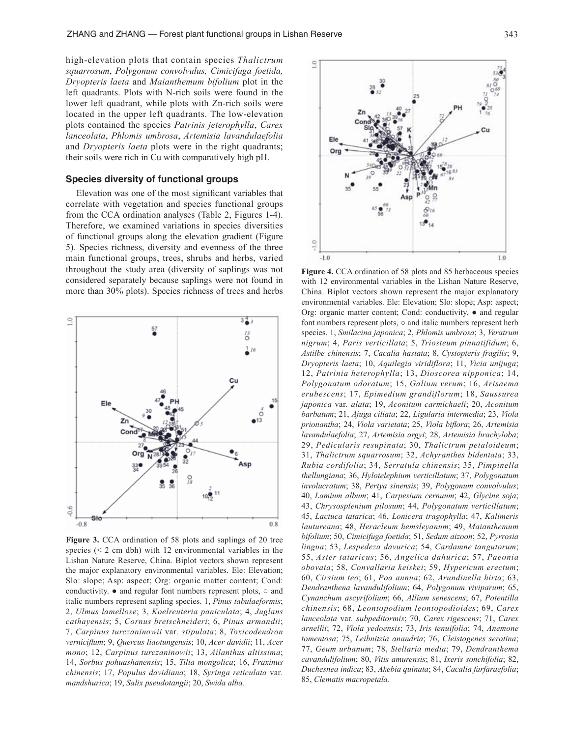high-elevation plots that contain species *Thalictrum squarrosum*, *Polygonum convolvulus, Cimicifuga foetida, Dryopteris laeta* and *Maianthemum bifolium* plot in the left quadrants. Plots with N-rich soils were found in the lower left quadrant, while plots with Zn-rich soils were located in the upper left quadrants. The low-elevation plots contained the species *Patrinis jeterophylla*, *Carex lanceolata*, *Phlomis umbrosa*, *Artemisia lavandulaefolia* and *Dryopteris laeta* plots were in the right quadrants; their soils were rich in Cu with comparatively high pH.

### Species diversity of functional groups

Elevation was one of the most significant variables that correlate with vegetation and species functional groups from the CCA ordination analyses (Table 2, Figures 1-4). Therefore, we examined variations in species diversities of functional groups along the elevation gradient (Figure 5). Species richness, diversity and evenness of the three main functional groups, trees, shrubs and herbs, varied throughout the study area (diversity of saplings was not considered separately because saplings were not found in more than 30% plots). Species richness of trees and herbs

**Figure 3.** CCA ordination of 58 plots and saplings of 20 tree species (< 2 cm dbh) with 12 environmental variables in the Lishan Nature Reserve, China. Biplot vectors shown represent the major explanatory environmental variables. Ele: Elevation; Slo: slope; Asp: aspect; Org: organic matter content; Cond: conductivity. ● and regular font numbers represent plots, ○ and italic numbers represent sapling species. 1, *Pinus tabulaeformis*; 2, *Ulmus lamellose*; 3, *Koelreuteria paniculata*; 4, *Juglans cathayensis*; 5, *Cornus bretschneideri*; 6, *Pinus armandii*; 7, *Carpinus turczaninowii* var. *stipulata*; 8, *Toxicodendron verniciflum*; 9, *Quercus liaotungensis*; 10, *Acer davidii*; 11, *Acer mono*; 12, *Carpinus turczaninowii*; 13, *Ailanthus altissima*; 14, *Sorbus pohuashanensis*; 15, *Tilia mongolica*; 16, *Fraxinus chinensis*; 17, *Populus davidiana*; 18, *Syringa reticulata* var. *mandshurica*; 19, *Salix pseudotangii*; 20, *Swida alba.*

**Figure 4.** CCA ordination of 58 plots and 85 herbaceous species with 12 environmental variables in the Lishan Nature Reserve, China. Biplot vectors shown represent the major explanatory environmental variables. Ele: Elevation; Slo: slope; Asp: aspect; Org: organic matter content; Cond: conductivity. ● and regular font numbers represent plots, ○ and italic numbers represent herb species. 1, *Smilacina japonica*; 2, *Phlomis umbrosa*; 3, *Veratrum nigrum*; 4, *Paris verticillata*; 5, *Triosteum pinnatifidum*; 6, *Astilbe chinensis*; 7, *Cacalia hastata*; 8, *Cystopteris fragilis*; 9, *Dryopteris laeta*; 10, *Aquilegia viridiflora*; 11, *Vicia unijuga*; 12, *Patrinia heterophylla*; 13, *Dioscorea nipponica*; 14, *Polygonatum odoratum*; 15, *Galium verum*; 16, *Arisaema erubescens*; 17, *Epimedium grandiflorum*; 18, *Saussurea japonica* var. *alata*; 19, *Aconitum carmichaeli*; 20, *Aconitum barbatum*; 21, *Ajuga ciliata*; 22, *Ligularia intermedia*; 23, *Viola prionantha*; 24, *Viola varietata*; 25, *Viola biflora*; 26, *Artemisia lavandulaefolia*; 27, *Artemisia argyi*; 28, *Artemisia brachyloba*; 29, *Pedicularis resupinata*; 30, *Thalictrum petaloideum*; 31, *Thalictrum squarrosum*; 32, *Achyranthes bidentata*; 33, *Rubia cordifolia*; 34, *Serratula chinensis*; 35, *Pimpinella thellungiana*; 36, *Hylotelephium verticillatum*; 37, *Polygonatum involucratum*; 38, *Pertya sinensis*; 39, *Polygonum convolvulus*; 40, *Lamium album*; 41, *Carpesium cernuum*; 42, *Glycine soja*; 43, *Chrysosplenium pilosum*; 44, *Polygonatum verticillatum*; 45, *Lactuca tatarica*; 46, *Lonicera tragophylla*; 47, *Kalimeris lautureana*; 48, *Heracleum hemsleyanum*; 49, *Maianthemum bifolium*; 50, *Cimicifuga foetida*; 51, *Sedum aizoon*; 52, *Pyrrosia lingua*; 53, *Lespedeza davurica*; 54, *Cardamne tangutorum*; 55, *Aster tataricus*; 56, *Angelica dahurica*; 57, *Paeonia obovata*; 58, *Convallaria keiskei*; 59, *Hypericum erectum*; 60, *Cirsium teo*; 61, *Poa annua*; 62, *Arundinella hirta*; 63, *Dendranthena lavandulifolium*; 64, *Polygonum viviparum*; 65, *Cynanchum ascyrifolium*; 66, *Allium senescens*; 67, *Potentilla chinensis*; 68, *Leontopodium leontopodioides*; 69, *Carex lanceolata* var. *subpeditormis*; 70, *Carex rigescens*; 71, *Carex arnellii*; 72, *Viola yedoensis*; 73, *Iris tenuifolia*; 74, *Anemone tomentosa*; 75, *Leibnitzia anandria*; 76, *Cleistogenes serotina*; 77, *Geum urbanum*; 78, *Stellaria media*; 79, *Dendranthema cavandulifolium*; 80, *Vitis amurensis*; 81, *Ixeris sonchifolia*; 82, *Duchesnea indica*; 83, *Akebia quinata*; 84, *Cacalia farfaraefolia*; 85, *Clematis macropetala.*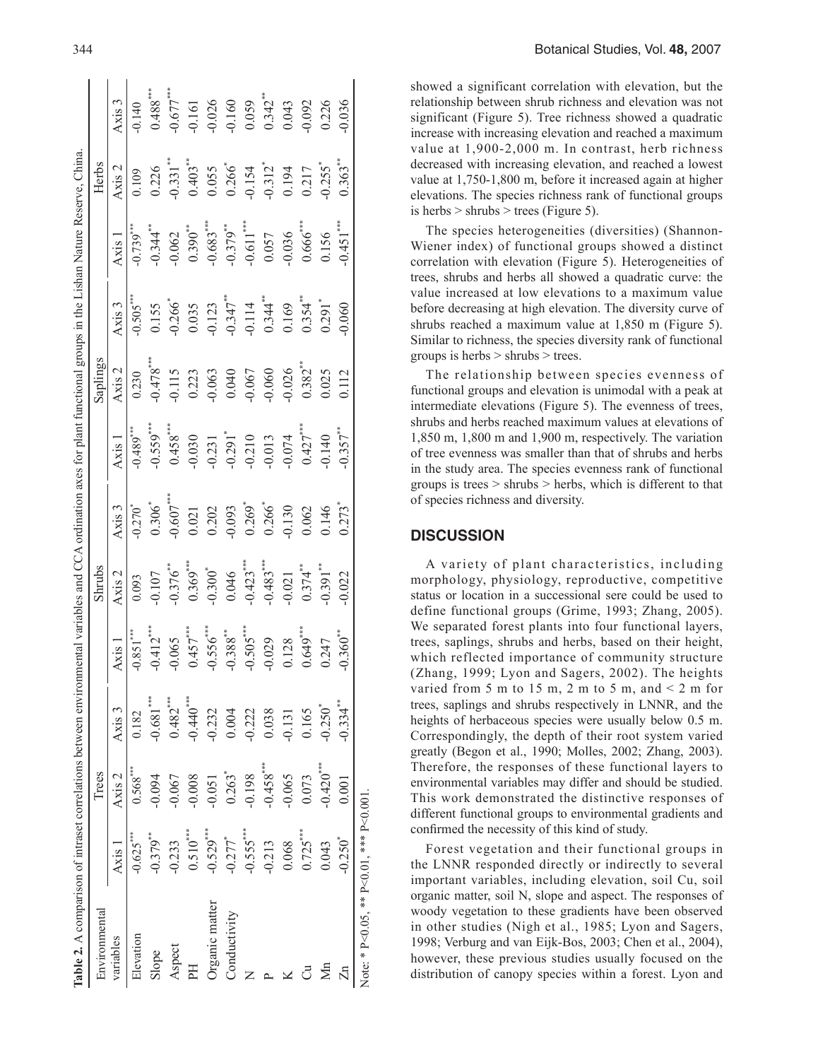**Table 2.** A comparison of intraset correlations between environmental variables and CCA ordination axes for plant functional groups in the Lishan Nature Reserve, China.

| Environmental variables | Trees | | | Shrubs | | | Saplings | | | Herbs | | |
|---|---|---|---|---|---|---|---|---|---|---|---|---|
| | Axis 1 | Axis 2 | Axis 3 | Axis 1 | Axis 2 | Axis 3 | Axis 1 | Axis 2 | Axis 3 | Axis 1 | Axis 2 | Axis 3 |
| Elevation | -0.625*** | 0.568*** | 0.182 | -0.851*** | 0.093 | -0.270* | -0.489*** | 0.230 | -0.505*** | -0.739*** | 0.109 | -0.140 |
| Slope | -0.379** | -0.094 | -0.681*** | -0.412*** | -0.107 | 0.306* | -0.559*** | -0.478*** | 0.155 | -0.344** | 0.226 | 0.488*** |
| Aspect | -0.233 | -0.067 | 0.482*** | -0.065 | -0.376** | -0.607*** | 0.458*** | -0.115 | -0.266* | -0.062 | -0.331** | -0.677*** |
| PH | 0.510*** | -0.008 | -0.440*** | 0.457*** | 0.369*** | 0.021 | -0.030 | 0.223 | 0.035 | 0.390** | 0.403** | -0.161 |
| Organic matter | -0.529*** | -0.051 | -0.232 | -0.556*** | -0.300* | 0.202 | -0.231 | -0.063 | -0.123 | -0.683*** | 0.055 | -0.026 |
| Conductivity | -0.277* | 0.263* | 0.004 | -0.388** | 0.046 | -0.093 | -0.291* | 0.040 | -0.347** | -0.379** | 0.266* | -0.160 |
| N | -0.555*** | -0.198 | -0.222 | -0.505*** | -0.423*** | 0.269* | -0.210 | -0.067 | -0.114 | -0.611*** | -0.154 | 0.059 |
| P | -0.213 | -0.458*** | 0.038 | -0.029 | -0.483*** | 0.266* | -0.013 | -0.060 | 0.344** | 0.057 | -0.312* | 0.342** |
| K | 0.068 | -0.065 | -0.131 | 0.128 | -0.021 | -0.130 | -0.074 | -0.026 | 0.169 | -0.036 | 0.194 | 0.043 |
| Cu | 0.725*** | 0.073 | 0.165 | 0.649*** | 0.374** | 0.062 | 0.427*** | 0.382** | 0.354** | 0.666*** | 0.217 | -0.092 |
| Mn | 0.043 | -0.420*** | -0.250* | 0.247 | -0.391** | 0.146 | -0.140 | 0.025 | 0.291* | 0.156 | -0.255* | 0.226 |
| Zn | -0.250* | 0.001 | -0.334** | -0.360** | -0.022 | 0.273* | -0.357** | 0.112 | -0.060 | -0.451*** | 0.363** | -0.036 |

Note: * $P<0.05$, ** $P<0.01$, *** $P<0.001$.

showed a significant correlation with elevation, but the relationship between shrub richness and elevation was not significant (Figure 5). Tree richness showed a quadratic increase with increasing elevation and reached a maximum value at 1,900-2,000 m. In contrast, herb richness decreased with increasing elevation, and reached a lowest value at 1,750-1,800 m, before it increased again at higher elevations. The species richness rank of functional groups is herbs > shrubs > trees (Figure 5).

The species heterogeneities (diversities) (Shannon-Wiener index) of functional groups showed a distinct correlation with elevation (Figure 5). Heterogeneities of trees, shrubs and herbs all showed a quadratic curve: the value increased at low elevations to a maximum value before decreasing at high elevation. The diversity curve of shrubs reached a maximum value at 1,850 m (Figure 5). Similar to richness, the species diversity rank of functional groups is herbs > shrubs > trees.

The relationship between species evenness of functional groups and elevation is unimodal with a peak at intermediate elevations (Figure 5). The evenness of trees, shrubs and herbs reached maximum values at elevations of 1,850 m, 1,800 m and 1,900 m, respectively. The variation of tree evenness was smaller than that of shrubs and herbs in the study area. The species evenness rank of functional groups is trees > shrubs > herbs, which is different to that of species richness and diversity.

## DISCUSSION

A variety of plant characteristics, including morphology, physiology, reproductive, competitive status or location in a successional sere could be used to define functional groups (Grime, 1993; Zhang, 2005). We separated forest plants into four functional layers, trees, saplings, shrubs and herbs, based on their height, which reflected importance of community structure (Zhang, 1999; Lyon and Sagers, 2002). The heights varied from 5 m to 15 m, 2 m to 5 m, and < 2 m for trees, saplings and shrubs respectively in LNNR, and the heights of herbaceous species were usually below 0.5 m. Correspondingly, the depth of their root system varied greatly (Begon et al., 1990; Molles, 2002; Zhang, 2003). Therefore, the responses of these functional layers to environmental variables may differ and should be studied. This work demonstrated the distinctive responses of different functional groups to environmental gradients and confirmed the necessity of this kind of study.

Forest vegetation and their functional groups in the LNNR responded directly or indirectly to several important variables, including elevation, soil Cu, soil organic matter, soil N, slope and aspect. The responses of woody vegetation to these gradients have been observed in other studies (Nigh et al., 1985; Lyon and Sagers, 1998; Verburg and van Eijk-Bos, 2003; Chen et al., 2004), however, these previous studies usually focused on the distribution of canopy species within a forest. Lyon and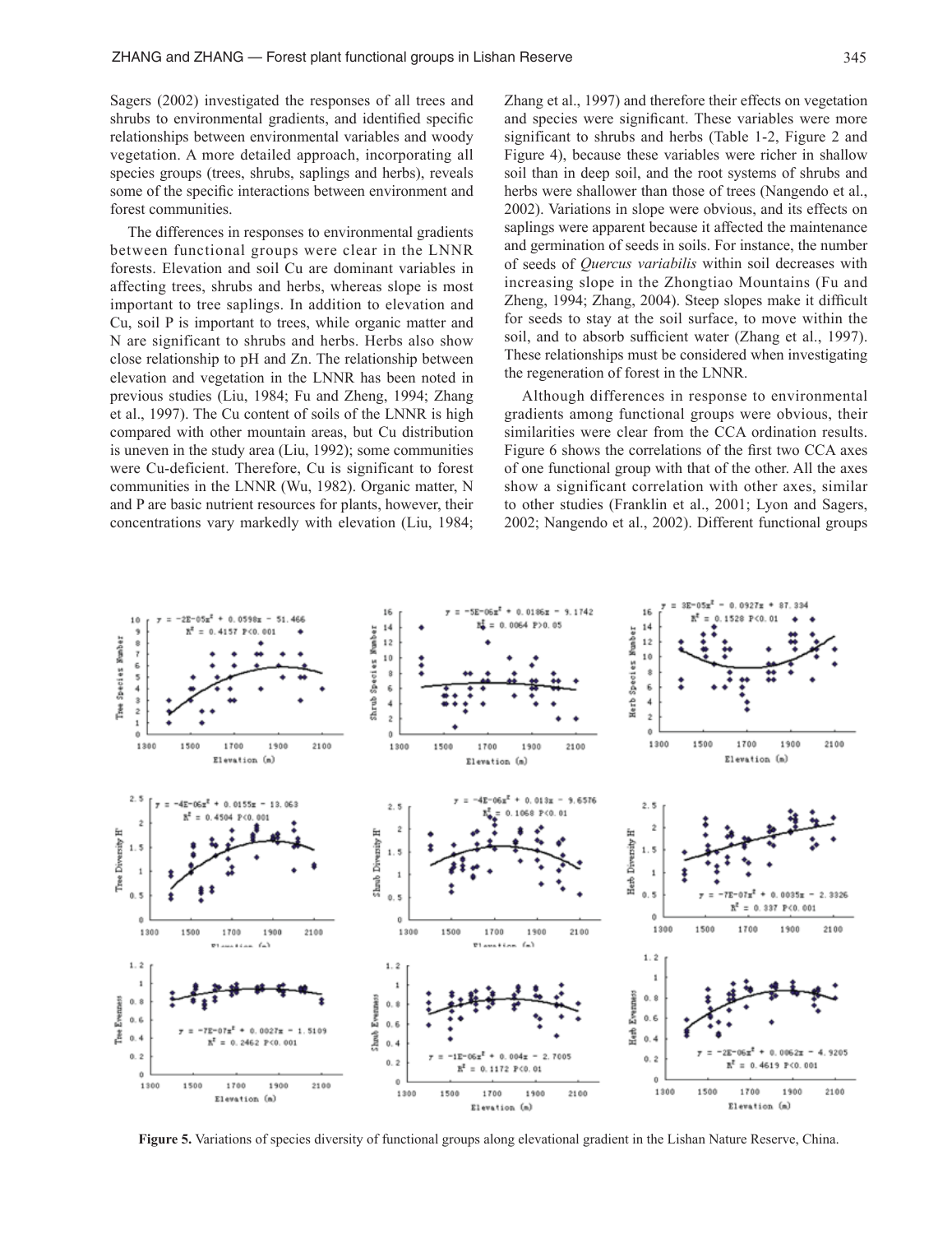Sagers (2002) investigated the responses of all trees and shrubs to environmental gradients, and identified specific relationships between environmental variables and woody vegetation. A more detailed approach, incorporating all species groups (trees, shrubs, saplings and herbs), reveals some of the specific interactions between environment and forest communities.

The differences in responses to environmental gradients between functional groups were clear in the LNNR forests. Elevation and soil Cu are dominant variables in affecting trees, shrubs and herbs, whereas slope is most important to tree saplings. In addition to elevation and Cu, soil P is important to trees, while organic matter and N are significant to shrubs and herbs. Herbs also show close relationship to pH and Zn. The relationship between elevation and vegetation in the LNNR has been noted in previous studies (Liu, 1984; Fu and Zheng, 1994; Zhang et al., 1997). The Cu content of soils of the LNNR is high compared with other mountain areas, but Cu distribution is uneven in the study area (Liu, 1992); some communities were Cu-deficient. Therefore, Cu is significant to forest communities in the LNNR (Wu, 1982). Organic matter, N and P are basic nutrient resources for plants, however, their concentrations vary markedly with elevation (Liu, 1984; Zhang et al., 1997) and therefore their effects on vegetation and species were significant. These variables were more significant to shrubs and herbs (Table 1-2, Figure 2 and Figure 4), because these variables were richer in shallow soil than in deep soil, and the root systems of shrubs and herbs were shallower than those of trees (Nangendo et al., 2002). Variations in slope were obvious, and its effects on saplings were apparent because it affected the maintenance and germination of seeds in soils. For instance, the number of seeds of *Quercus variabilis* within soil decreases with increasing slope in the Zhongtiao Mountains (Fu and Zheng, 1994; Zhang, 2004). Steep slopes make it difficult for seeds to stay at the soil surface, to move within the soil, and to absorb sufficient water (Zhang et al., 1997). These relationships must be considered when investigating the regeneration of forest in the LNNR.

Although differences in response to environmental gradients among functional groups were obvious, their similarities were clear from the CCA ordination results. Figure 6 shows the correlations of the first two CCA axes of one functional group with that of the other. All the axes show a significant correlation with other axes, similar to other studies (Franklin et al., 2001; Lyon and Sagers, 2002; Nangendo et al., 2002). Different functional groups

**Figure 5.** Variations of species diversity of functional groups along elevational gradient in the Lishan Nature Reserve, China.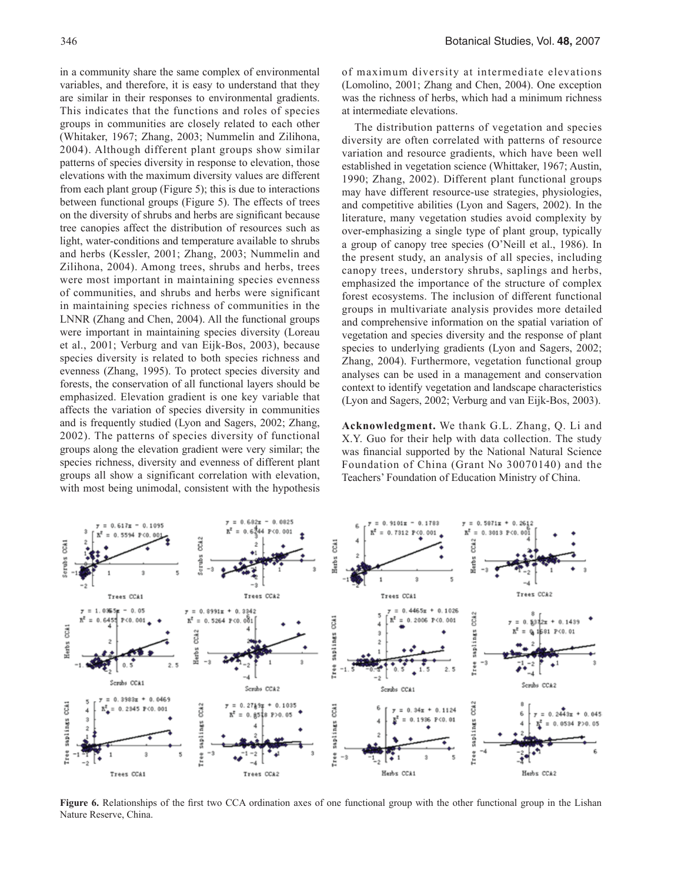in a community share the same complex of environmental variables, and therefore, it is easy to understand that they are similar in their responses to environmental gradients. This indicates that the functions and roles of species groups in communities are closely related to each other (Whitaker, 1967; Zhang, 2003; Nummelin and Zilihona, 2004). Although different plant groups show similar patterns of species diversity in response to elevation, those elevations with the maximum diversity values are different from each plant group (Figure 5); this is due to interactions between functional groups (Figure 5). The effects of trees on the diversity of shrubs and herbs are significant because tree canopies affect the distribution of resources such as light, water-conditions and temperature available to shrubs and herbs (Kessler, 2001; Zhang, 2003; Nummelin and Zilihona, 2004). Among trees, shrubs and herbs, trees were most important in maintaining species evenness of communities, and shrubs and herbs were significant in maintaining species richness of communities in the LNNR (Zhang and Chen, 2004). All the functional groups were important in maintaining species diversity (Loreau et al., 2001; Verburg and van Eijk-Bos, 2003), because species diversity is related to both species richness and evenness (Zhang, 1995). To protect species diversity and forests, the conservation of all functional layers should be emphasized. Elevation gradient is one key variable that affects the variation of species diversity in communities and is frequently studied (Lyon and Sagers, 2002; Zhang, 2002). The patterns of species diversity of functional groups along the elevation gradient were very similar; the species richness, diversity and evenness of different plant groups all show a significant correlation with elevation, with most being unimodal, consistent with the hypothesis of maximum diversity at intermediate elevations (Lomolino, 2001; Zhang and Chen, 2004). One exception was the richness of herbs, which had a minimum richness at intermediate elevations.

The distribution patterns of vegetation and species diversity are often correlated with patterns of resource variation and resource gradients, which have been well established in vegetation science (Whittaker, 1967; Austin, 1990; Zhang, 2002). Different plant functional groups may have different resource-use strategies, physiologies, and competitive abilities (Lyon and Sagers, 2002). In the literature, many vegetation studies avoid complexity by over-emphasizing a single type of plant group, typically a group of canopy tree species (O'Neill et al., 1986). In the present study, an analysis of all species, including canopy trees, understory shrubs, saplings and herbs, emphasized the importance of the structure of complex forest ecosystems. The inclusion of different functional groups in multivariate analysis provides more detailed and comprehensive information on the spatial variation of vegetation and species diversity and the response of plant species to underlying gradients (Lyon and Sagers, 2002; Zhang, 2004). Furthermore, vegetation functional group analyses can be used in a management and conservation context to identify vegetation and landscape characteristics (Lyon and Sagers, 2002; Verburg and van Eijk-Bos, 2003).

**Acknowledgment.** We thank G.L. Zhang, Q. Li and X.Y. Guo for their help with data collection. The study was financial supported by the National Natural Science Foundation of China (Grant No 30070140) and the Teachers' Foundation of Education Ministry of China.

**Figure 6.** Relationships of the first two CCA ordination axes of one functional group with the other functional group in the Lishan Nature Reserve, China.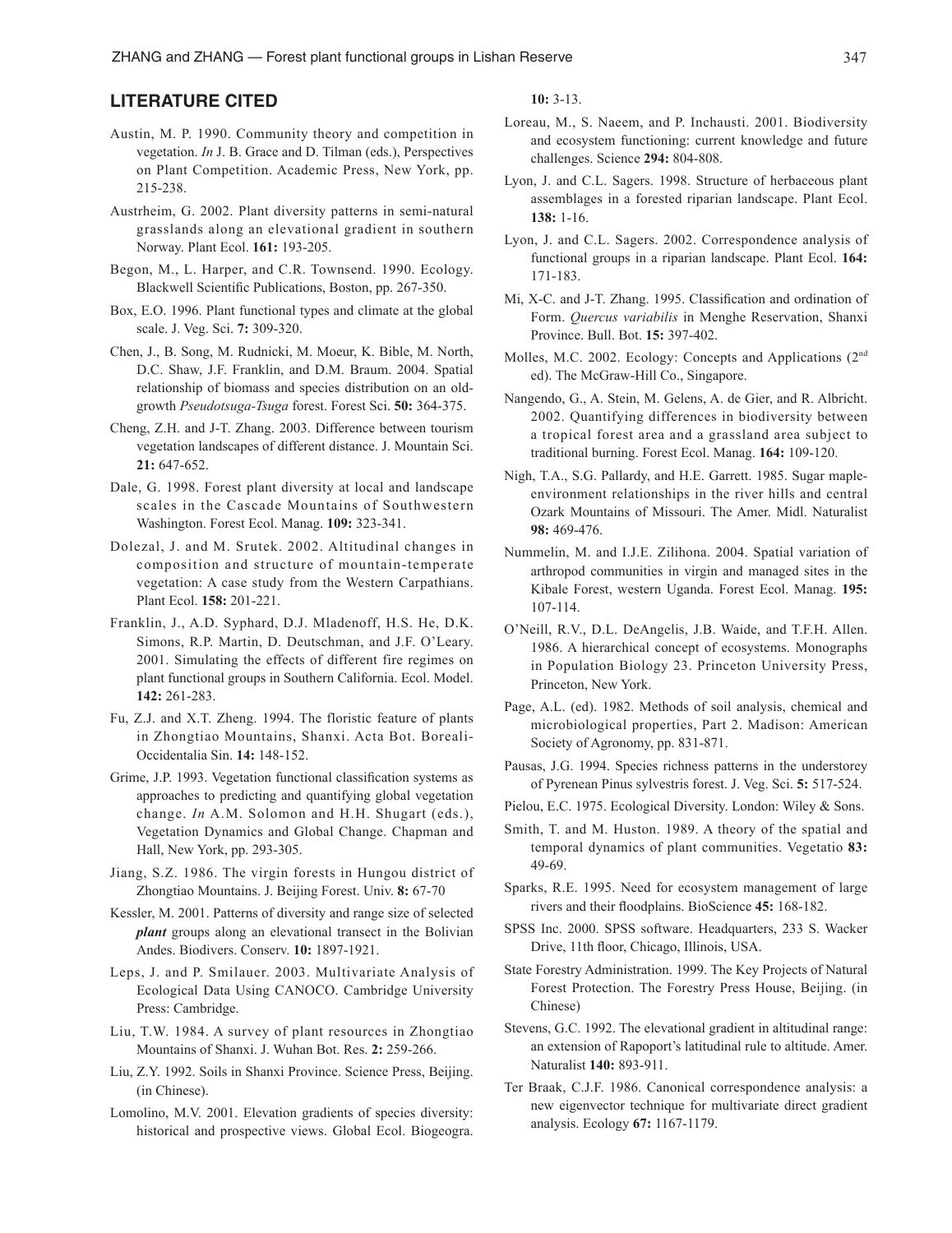## LITERATURE CITED

Austin, M. P. 1990. Community theory and competition in vegetation. *In* J. B. Grace and D. Tilman (eds.), Perspectives on Plant Competition. Academic Press, New York, pp. 215-238.

Austrheim, G. 2002. Plant diversity patterns in semi-natural grasslands along an elevational gradient in southern Norway. Plant Ecol. **161:** 193-205.

Begon, M., L. Harper, and C.R. Townsend. 1990. Ecology. Blackwell Scientific Publications, Boston, pp. 267-350.

Box, E.O. 1996. Plant functional types and climate at the global scale. J. Veg. Sci. **7:** 309-320.

Chen, J., B. Song, M. Rudnicki, M. Moeur, K. Bible, M. North, D.C. Shaw, J.F. Franklin, and D.M. Braum. 2004. Spatial relationship of biomass and species distribution on an old-growth *Pseudotsuga-Tsuga* forest. Forest Sci. **50:** 364-375.

Cheng, Z.H. and J-T. Zhang. 2003. Difference between tourism vegetation landscapes of different distance. J. Mountain Sci. **21:** 647-652.

Dale, G. 1998. Forest plant diversity at local and landscape scales in the Cascade Mountains of Southwestern Washington. Forest Ecol. Manag. **109:** 323-341.

Dolezal, J. and M. Srutek. 2002. Altitudinal changes in composition and structure of mountain-temperate vegetation: A case study from the Western Carpathians. Plant Ecol. **158:** 201-221.

Franklin, J., A.D. Syphard, D.J. Mladenoff, H.S. He, D.K. Simons, R.P. Martin, D. Deutschman, and J.F. O'Leary. 2001. Simulating the effects of different fire regimes on plant functional groups in Southern California. Ecol. Model. **142:** 261-283.

Fu, Z.J. and X.T. Zheng. 1994. The floristic feature of plants in Zhongtiao Mountains, Shanxi. Acta Bot. Boreali-Occidentalia Sin. **14:** 148-152.

Grime, J.P. 1993. Vegetation functional classification systems as approaches to predicting and quantifying global vegetation change. *In* A.M. Solomon and H.H. Shugart (eds.), Vegetation Dynamics and Global Change. Chapman and Hall, New York, pp. 293-305.

Jiang, S.Z. 1986. The virgin forests in Hungou district of Zhongtiao Mountains. J. Beijing Forest. Univ. **8:** 67-70

Kessler, M. 2001. Patterns of diversity and range size of selected ***plant*** groups along an elevational transect in the Bolivian Andes. Biodivers. Conserv. **10:** 1897-1921.

Leps, J. and P. Smilauer. 2003. Multivariate Analysis of Ecological Data Using CANOCO. Cambridge University Press: Cambridge.

Liu, T.W. 1984. A survey of plant resources in Zhongtiao Mountains of Shanxi. J. Wuhan Bot. Res. **2:** 259-266.

Liu, Z.Y. 1992. Soils in Shanxi Province. Science Press, Beijing. (in Chinese).

Lomolino, M.V. 2001. Elevation gradients of species diversity: historical and prospective views. Global Ecol. Biogeogra. **10:** 3-13.

Loreau, M., S. Naeem, and P. Inchausti. 2001. Biodiversity and ecosystem functioning: current knowledge and future challenges. Science **294:** 804-808.

Lyon, J. and C.L. Sagers. 1998. Structure of herbaceous plant assemblages in a forested riparian landscape. Plant Ecol. **138:** 1-16.

Lyon, J. and C.L. Sagers. 2002. Correspondence analysis of functional groups in a riparian landscape. Plant Ecol. **164:** 171-183.

Mi, X-C. and J-T. Zhang. 1995. Classification and ordination of Form. *Quercus variabilis* in Menghe Reservation, Shanxi Province. Bull. Bot. **15:** 397-402.

Molles, M.C. 2002. Ecology: Concepts and Applications (2nd ed). The McGraw-Hill Co., Singapore.

Nangendo, G., A. Stein, M. Gelens, A. de Gier, and R. Albricht. 2002. Quantifying differences in biodiversity between a tropical forest area and a grassland area subject to traditional burning. Forest Ecol. Manag. **164:** 109-120.

Nigh, T.A., S.G. Pallardy, and H.E. Garrett. 1985. Sugar maple-environment relationships in the river hills and central Ozark Mountains of Missouri. The Amer. Midl. Naturalist **98:** 469-476.

Nummelin, M. and I.J.E. Zilihona. 2004. Spatial variation of arthropod communities in virgin and managed sites in the Kibale Forest, western Uganda. Forest Ecol. Manag. **195:** 107-114.

O'Neill, R.V., D.L. DeAngelis, J.B. Waide, and T.F.H. Allen. 1986. A hierarchical concept of ecosystems. Monographs in Population Biology 23. Princeton University Press, Princeton, New York.

Page, A.L. (ed). 1982. Methods of soil analysis, chemical and microbiological properties, Part 2. Madison: American Society of Agronomy, pp. 831-871.

Pausas, J.G. 1994. Species richness patterns in the understorey of Pyrenean Pinus sylvestris forest. J. Veg. Sci. **5:** 517-524.

Pielou, E.C. 1975. Ecological Diversity. London: Wiley & Sons.

Smith, T. and M. Huston. 1989. A theory of the spatial and temporal dynamics of plant communities. Vegetatio **83:** 49-69.

Sparks, R.E. 1995. Need for ecosystem management of large rivers and their floodplains. BioScience **45:** 168-182.

SPSS Inc. 2000. SPSS software. Headquarters, 233 S. Wacker Drive, 11th floor, Chicago, Illinois, USA.

State Forestry Administration. 1999. The Key Projects of Natural Forest Protection. The Forestry Press House, Beijing. (in Chinese)

Stevens, G.C. 1992. The elevational gradient in altitudinal range: an extension of Rapoport's latitudinal rule to altitude. Amer. Naturalist **140:** 893-911.

Ter Braak, C.J.F. 1986. Canonical correspondence analysis: a new eigenvector technique for multivariate direct gradient analysis. Ecology **67:** 1167-1179.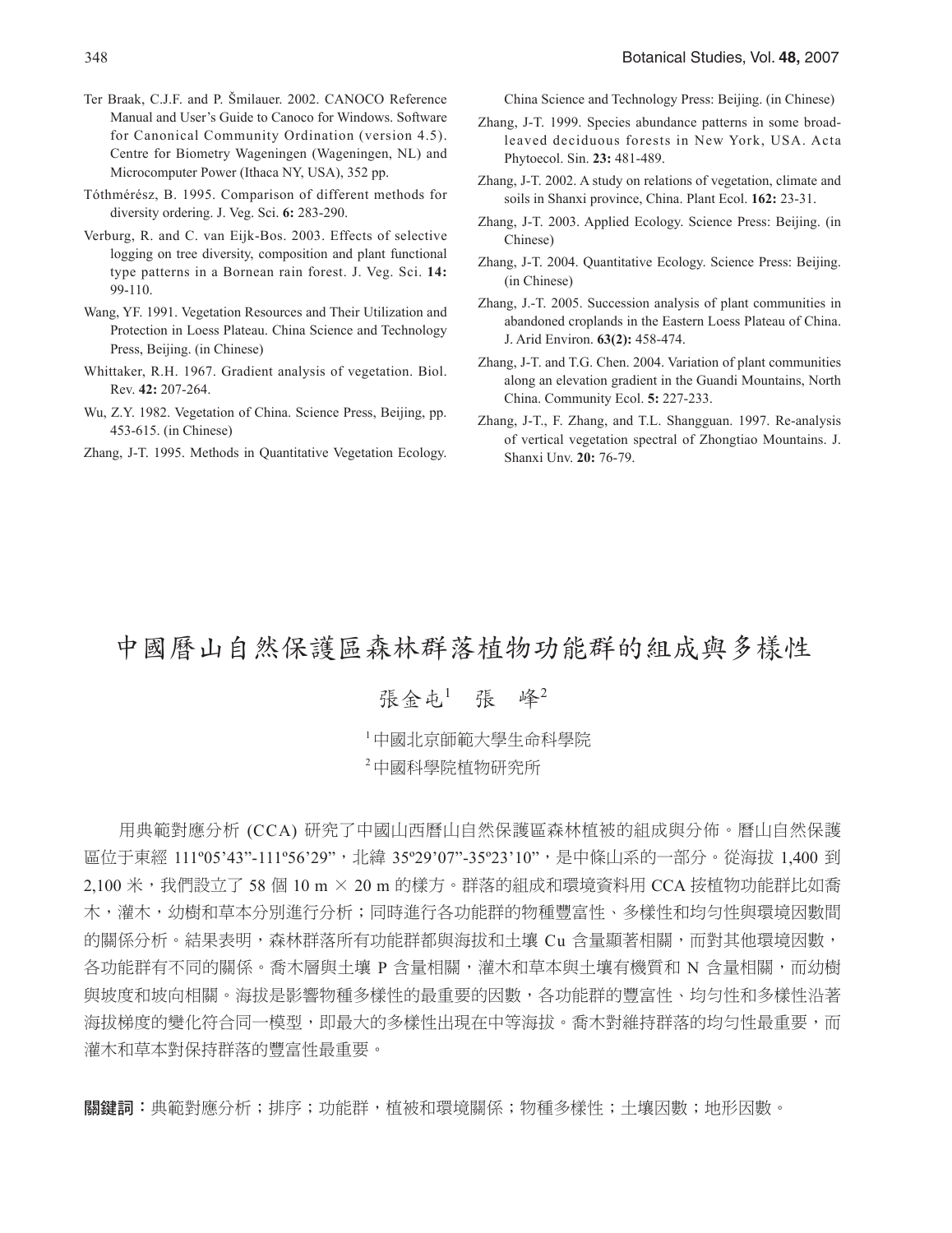Ter Braak, C.J.F. and P. Šmilauer. 2002. CANOCO Reference Manual and User's Guide to Canoco for Windows. Software for Canonical Community Ordination (version 4.5). Centre for Biometry Wageningen (Wageningen, NL) and Microcomputer Power (Ithaca NY, USA), 352 pp.

Tóthmérész, B. 1995. Comparison of different methods for diversity ordering. J. Veg. Sci. **6:** 283-290.

Verburg, R. and C. van Eijk-Bos. 2003. Effects of selective logging on tree diversity, composition and plant functional type patterns in a Bornean rain forest. J. Veg. Sci. **14:** 99-110.

Wang, YF. 1991. Vegetation Resources and Their Utilization and Protection in Loess Plateau. China Science and Technology Press, Beijing. (in Chinese)

Whittaker, R.H. 1967. Gradient analysis of vegetation. Biol. Rev. **42:** 207-264.

Wu, Z.Y. 1982. Vegetation of China. Science Press, Beijing, pp. 453-615. (in Chinese)

Zhang, J-T. 1995. Methods in Quantitative Vegetation Ecology. China Science and Technology Press: Beijing. (in Chinese)

Zhang, J-T. 1999. Species abundance patterns in some broad-leaved deciduous forests in New York, USA. Acta Phytoecol. Sin. **23:** 481-489.

Zhang, J-T. 2002. A study on relations of vegetation, climate and soils in Shanxi province, China. Plant Ecol. **162:** 23-31.

Zhang, J-T. 2003. Applied Ecology. Science Press: Beijing. (in Chinese)

Zhang, J-T. 2004. Quantitative Ecology. Science Press: Beijing. (in Chinese)

Zhang, J.-T. 2005. Succession analysis of plant communities in abandoned croplands in the Eastern Loess Plateau of China. J. Arid Environ. **63(2):** 458-474.

Zhang, J-T. and T.G. Chen. 2004. Variation of plant communities along an elevation gradient in the Guandi Mountains, North China. Community Ecol. **5:** 227-233.

Zhang, J-T., F. Zhang, and T.L. Shangguan. 1997. Re-analysis of vertical vegetation spectral of Zhongtiao Mountains. J. Shanxi Unv. **20:** 76-79.

# 中國曆山自然保護區森林群落植物功能群的組成與多樣性

張金屯[1]　張　峰[2]

[1] 中國北京師範大學生命科學院

[2] 中國科學院植物研究所

用典範對應分析 (CCA) 研究了中國山西曆山自然保護區森林植被的組成與分佈。曆山自然保護區位于東經 111º05'43"-111º56'29"，北緯 35º29'07"-35º23'10"，是中條山系的一部分。從海拔 1,400 到 2,100 米，我們設立了 58 個 10 m × 20 m 的樣方。群落的組成和環境資料用 CCA 按植物功能群比如喬木，灌木，幼樹和草本分別進行分析；同時進行各功能群的物種豐富性、多樣性和均勻性與環境因數間的關係分析。結果表明，森林群落所有功能群都與海拔和土壤 Cu 含量顯著相關，而對其他環境因數，各功能群有不同的關係。喬木層與土壤 P 含量相關，灌木和草本與土壤有機質和 N 含量相關，而幼樹與坡度和坡向相關。海拔是影響物種多樣性的最重要的因數，各功能群的豐富性、均勻性和多樣性沿著海拔梯度的變化符合同一模型，即最大的多樣性出現在中等海拔。喬木對維持群落的均勻性最重要，而灌木和草本對保持群落的豐富性最重要。

**關鍵詞：**典範對應分析；排序；功能群，植被和環境關係；物種多樣性；土壤因數；地形因數。